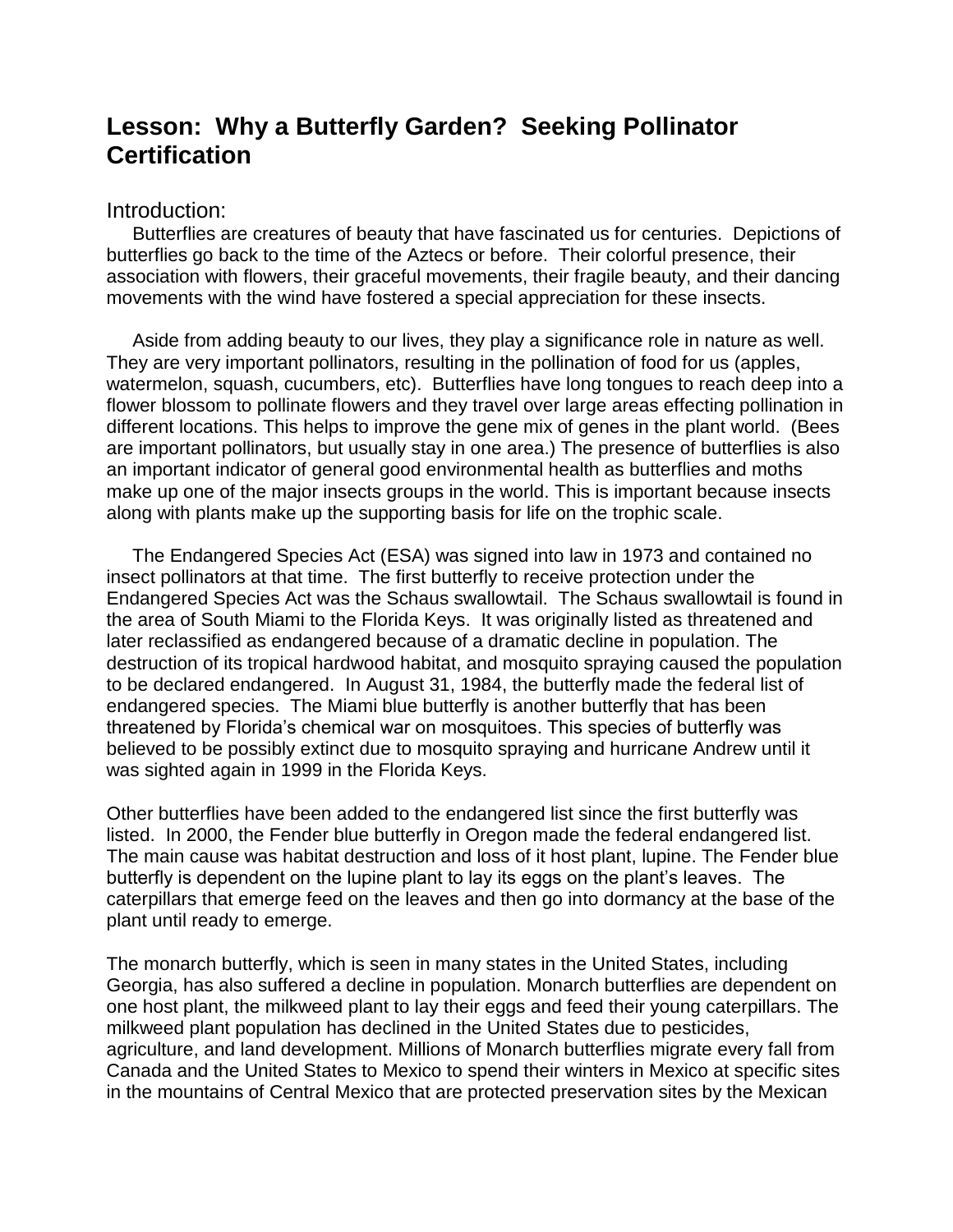# Lesson: Why a Butterfly Garden? Seeking Pollinator Certification

## Introduction:

Butterflies are creatures of beauty that have fascinated us for centuries. Depictions of butterflies go back to the time of the Aztecs or before. Their colorful presence, their association with flowers, their graceful movements, their fragile beauty, and their dancing movements with the wind have fostered a special appreciation for these insects.

Aside from adding beauty to our lives, they play a significance role in nature as well. They are very important pollinators, resulting in the pollination of food for us (apples, watermelon, squash, cucumbers, etc). Butterflies have long tongues to reach deep into a flower blossom to pollinate flowers and they travel over large areas effecting pollination in different locations. This helps to improve the gene mix of genes in the plant world. (Bees are important pollinators, but usually stay in one area.) The presence of butterflies is also an important indicator of general good environmental health as butterflies and moths make up one of the major insects groups in the world. This is important because insects along with plants make up the supporting basis for life on the trophic scale.

The Endangered Species Act (ESA) was signed into law in 1973 and contained no insect pollinators at that time. The first butterfly to receive protection under the Endangered Species Act was the Schaus swallowtail. The Schaus swallowtail is found in the area of South Miami to the Florida Keys. It was originally listed as threatened and later reclassified as endangered because of a dramatic decline in population. The destruction of its tropical hardwood habitat, and mosquito spraying caused the population to be declared endangered. In August 31, 1984, the butterfly made the federal list of endangered species. The Miami blue butterfly is another butterfly that has been threatened by Florida's chemical war on mosquitoes. This species of butterfly was believed to be possibly extinct due to mosquito spraying and hurricane Andrew until it was sighted again in 1999 in the Florida Keys.

Other butterflies have been added to the endangered list since the first butterfly was listed. In 2000, the Fender blue butterfly in Oregon made the federal endangered list. The main cause was habitat destruction and loss of it host plant, lupine. The Fender blue butterfly is dependent on the lupine plant to lay its eggs on the plant's leaves. The caterpillars that emerge feed on the leaves and then go into dormancy at the base of the plant until ready to emerge.

The monarch butterfly, which is seen in many states in the United States, including Georgia, has also suffered a decline in population. Monarch butterflies are dependent on one host plant, the milkweed plant to lay their eggs and feed their young caterpillars. The milkweed plant population has declined in the United States due to pesticides, agriculture, and land development. Millions of Monarch butterflies migrate every fall from Canada and the United States to Mexico to spend their winters in Mexico at specific sites in the mountains of Central Mexico that are protected preservation sites by the Mexican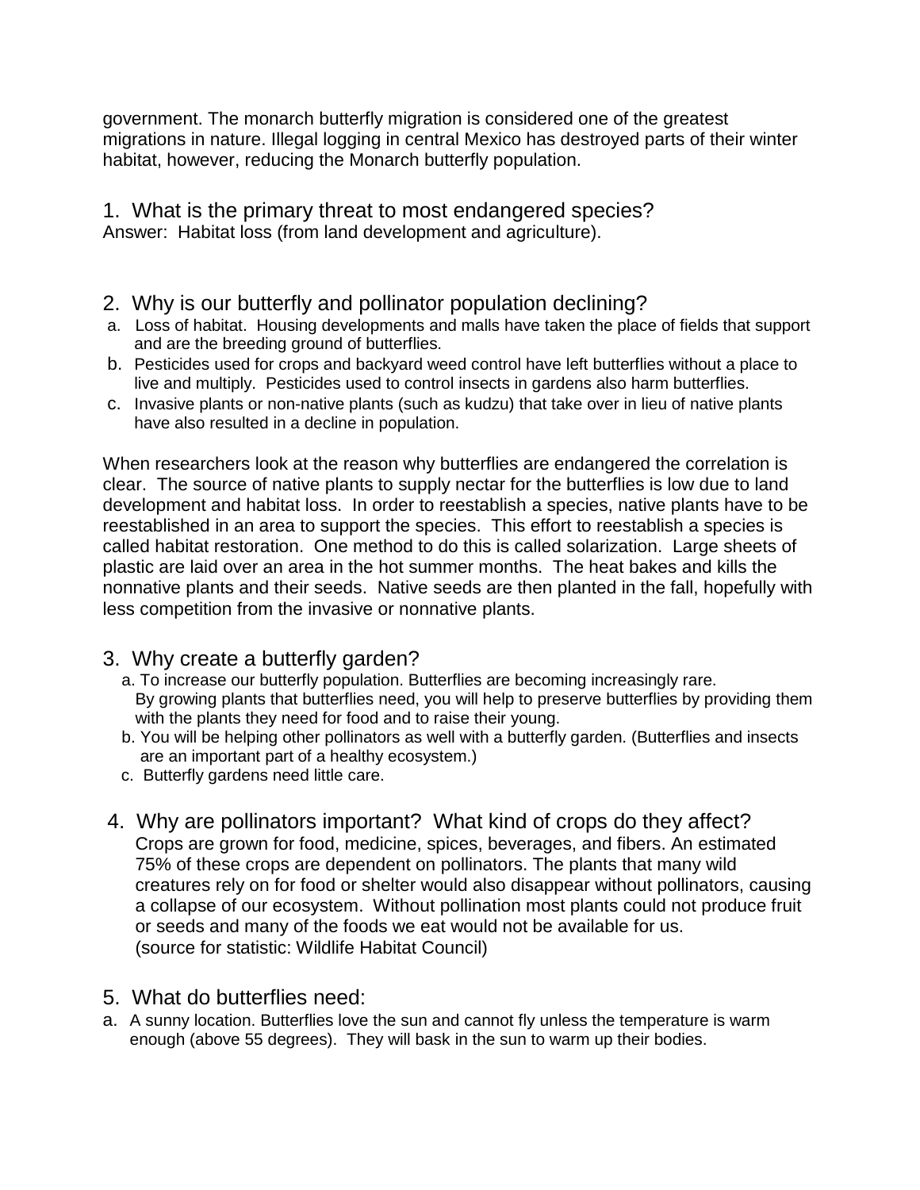government. The monarch butterfly migration is considered one of the greatest migrations in nature. Illegal logging in central Mexico has destroyed parts of their winter habitat, however, reducing the Monarch butterfly population.

## 1. What is the primary threat to most endangered species?

Answer: Habitat loss (from land development and agriculture).

## 2. Why is our butterfly and pollinator population declining?

a. Loss of habitat. Housing developments and malls have taken the place of fields that support and are the breeding ground of butterflies.

b. Pesticides used for crops and backyard weed control have left butterflies without a place to live and multiply. Pesticides used to control insects in gardens also harm butterflies.

c. Invasive plants or non-native plants (such as kudzu) that take over in lieu of native plants have also resulted in a decline in population.

When researchers look at the reason why butterflies are endangered the correlation is clear. The source of native plants to supply nectar for the butterflies is low due to land development and habitat loss. In order to reestablish a species, native plants have to be reestablished in an area to support the species. This effort to reestablish a species is called habitat restoration. One method to do this is called solarization. Large sheets of plastic are laid over an area in the hot summer months. The heat bakes and kills the nonnative plants and their seeds. Native seeds are then planted in the fall, hopefully with less competition from the invasive or nonnative plants.

## 3. Why create a butterfly garden?

a. To increase our butterfly population. Butterflies are becoming increasingly rare. By growing plants that butterflies need, you will help to preserve butterflies by providing them with the plants they need for food and to raise their young.

b. You will be helping other pollinators as well with a butterfly garden. (Butterflies and insects are an important part of a healthy ecosystem.)

c. Butterfly gardens need little care.

## 4. Why are pollinators important? What kind of crops do they affect?

Crops are grown for food, medicine, spices, beverages, and fibers. An estimated 75% of these crops are dependent on pollinators. The plants that many wild creatures rely on for food or shelter would also disappear without pollinators, causing a collapse of our ecosystem. Without pollination most plants could not produce fruit or seeds and many of the foods we eat would not be available for us.
(source for statistic: Wildlife Habitat Council)

## 5. What do butterflies need:

a. A sunny location. Butterflies love the sun and cannot fly unless the temperature is warm enough (above 55 degrees). They will bask in the sun to warm up their bodies.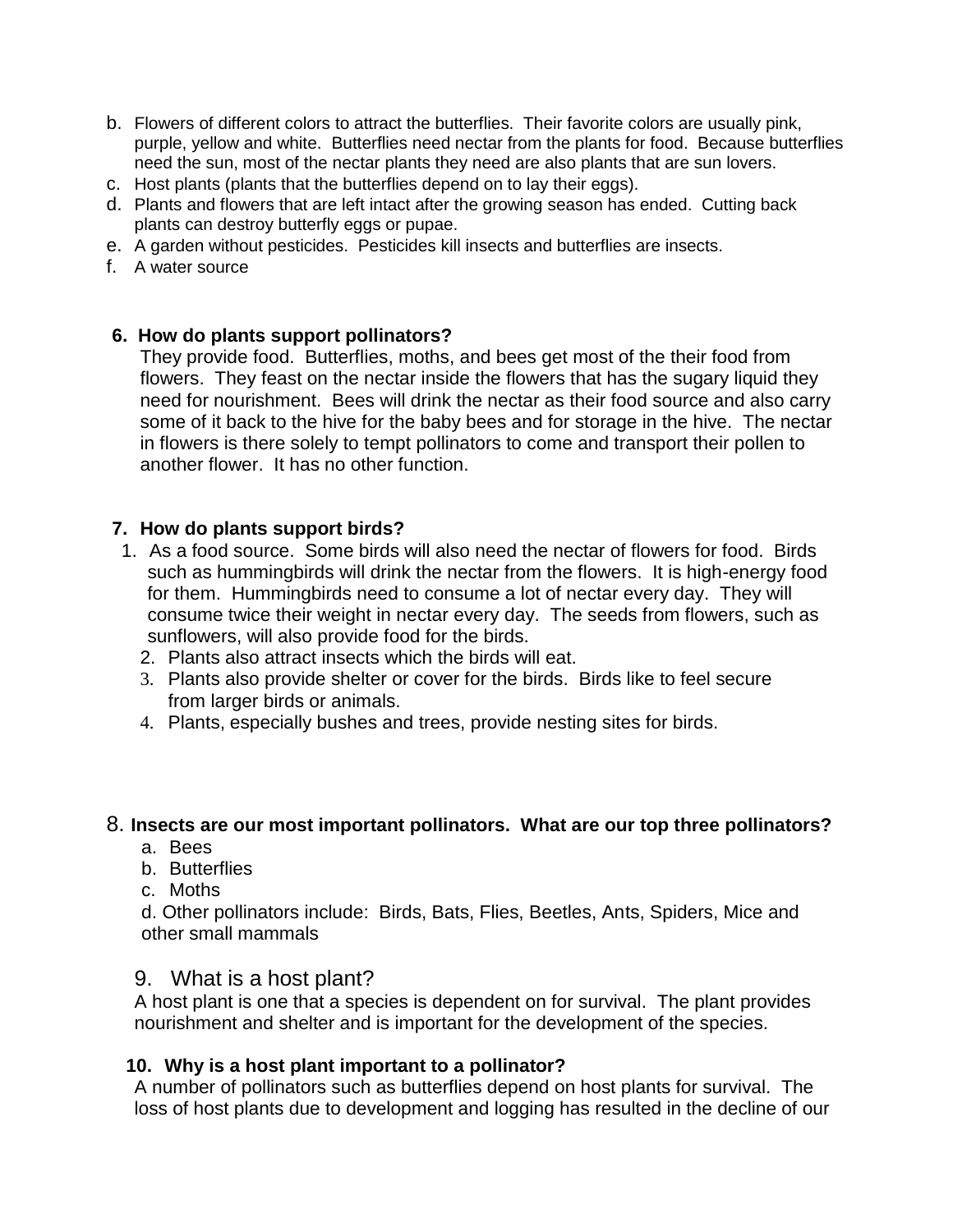b. Flowers of different colors to attract the butterflies. Their favorite colors are usually pink, purple, yellow and white. Butterflies need nectar from the plants for food. Because butterflies need the sun, most of the nectar plants they need are also plants that are sun lovers.
c. Host plants (plants that the butterflies depend on to lay their eggs).
d. Plants and flowers that are left intact after the growing season has ended. Cutting back plants can destroy butterfly eggs or pupae.
e. A garden without pesticides. Pesticides kill insects and butterflies are insects.
f. A water source

**6. How do plants support pollinators?**

They provide food. Butterflies, moths, and bees get most of the their food from flowers. They feast on the nectar inside the flowers that has the sugary liquid they need for nourishment. Bees will drink the nectar as their food source and also carry some of it back to the hive for the baby bees and for storage in the hive. The nectar in flowers is there solely to tempt pollinators to come and transport their pollen to another flower. It has no other function.

**7. How do plants support birds?**

1. As a food source. Some birds will also need the nectar of flowers for food. Birds such as hummingbirds will drink the nectar from the flowers. It is high-energy food for them. Hummingbirds need to consume a lot of nectar every day. They will consume twice their weight in nectar every day. The seeds from flowers, such as sunflowers, will also provide food for the birds.
2. Plants also attract insects which the birds will eat.
3. Plants also provide shelter or cover for the birds. Birds like to feel secure from larger birds or animals.
4. Plants, especially bushes and trees, provide nesting sites for birds.

**8. Insects are our most important pollinators. What are our top three pollinators?**

a. Bees
b. Butterflies
c. Moths
d. Other pollinators include: Birds, Bats, Flies, Beetles, Ants, Spiders, Mice and other small mammals

9. What is a host plant?

A host plant is one that a species is dependent on for survival. The plant provides nourishment and shelter and is important for the development of the species.

**10. Why is a host plant important to a pollinator?**

A number of pollinators such as butterflies depend on host plants for survival. The loss of host plants due to development and logging has resulted in the decline of our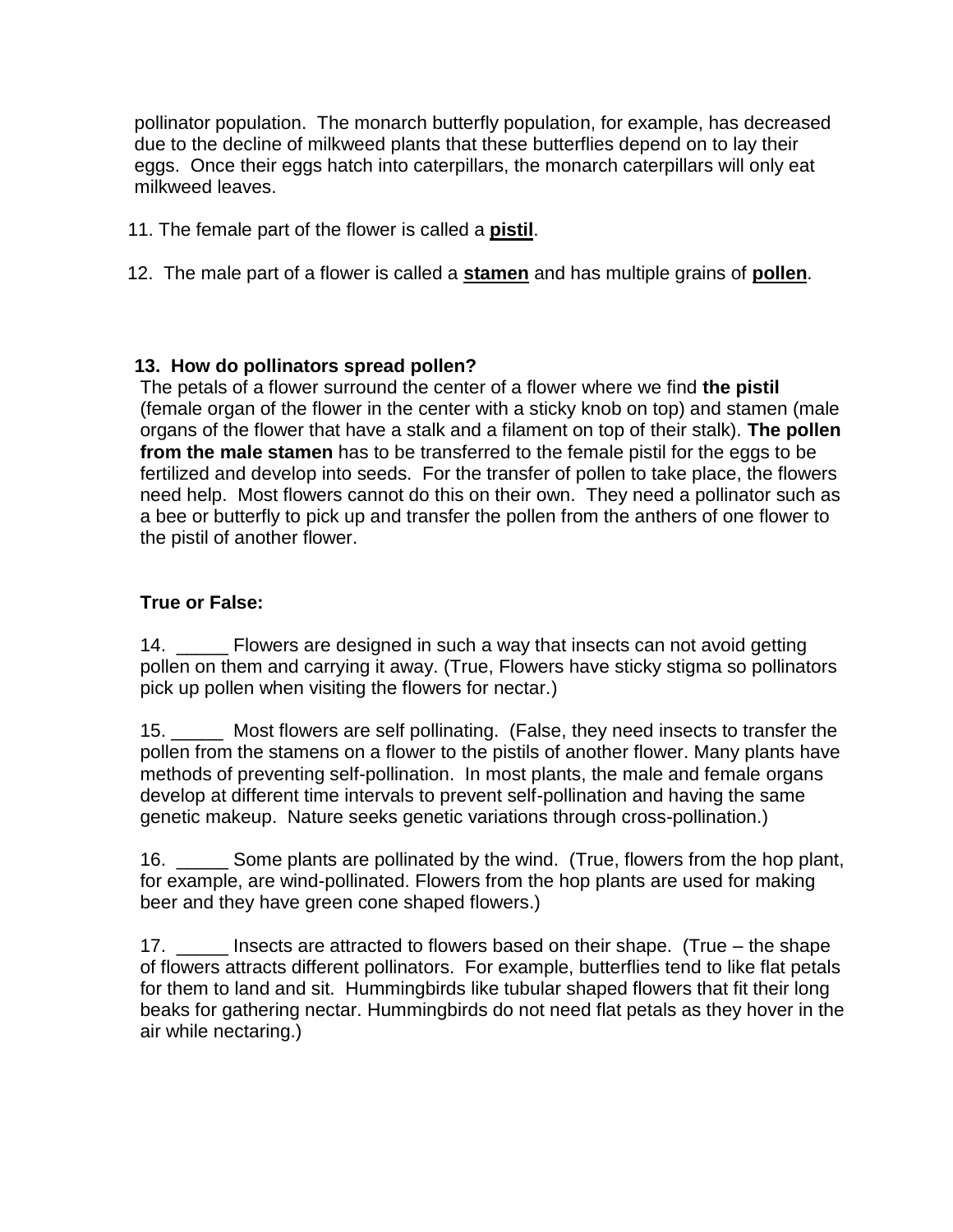pollinator population. The monarch butterfly population, for example, has decreased due to the decline of milkweed plants that these butterflies depend on to lay their eggs. Once their eggs hatch into caterpillars, the monarch caterpillars will only eat milkweed leaves.

11. The female part of the flower is called a **<u>pistil</u>**.

12. The male part of a flower is called a **<u>stamen</u>** and has multiple grains of **<u>pollen</u>**.

**13. How do pollinators spread pollen?**

The petals of a flower surround the center of a flower where we find **the pistil** (female organ of the flower in the center with a sticky knob on top) and stamen (male organs of the flower that have a stalk and a filament on top of their stalk). **The pollen from the male stamen** has to be transferred to the female pistil for the eggs to be fertilized and develop into seeds. For the transfer of pollen to take place, the flowers need help. Most flowers cannot do this on their own. They need a pollinator such as a bee or butterfly to pick up and transfer the pollen from the anthers of one flower to the pistil of another flower.

**True or False:**

14. _____ Flowers are designed in such a way that insects can not avoid getting pollen on them and carrying it away. (True, Flowers have sticky stigma so pollinators pick up pollen when visiting the flowers for nectar.)

15. _____ Most flowers are self pollinating. (False, they need insects to transfer the pollen from the stamens on a flower to the pistils of another flower. Many plants have methods of preventing self-pollination. In most plants, the male and female organs develop at different time intervals to prevent self-pollination and having the same genetic makeup. Nature seeks genetic variations through cross-pollination.)

16. _____ Some plants are pollinated by the wind. (True, flowers from the hop plant, for example, are wind-pollinated. Flowers from the hop plants are used for making beer and they have green cone shaped flowers.)

17. _____ Insects are attracted to flowers based on their shape. (True – the shape of flowers attracts different pollinators. For example, butterflies tend to like flat petals for them to land and sit. Hummingbirds like tubular shaped flowers that fit their long beaks for gathering nectar. Hummingbirds do not need flat petals as they hover in the air while nectaring.)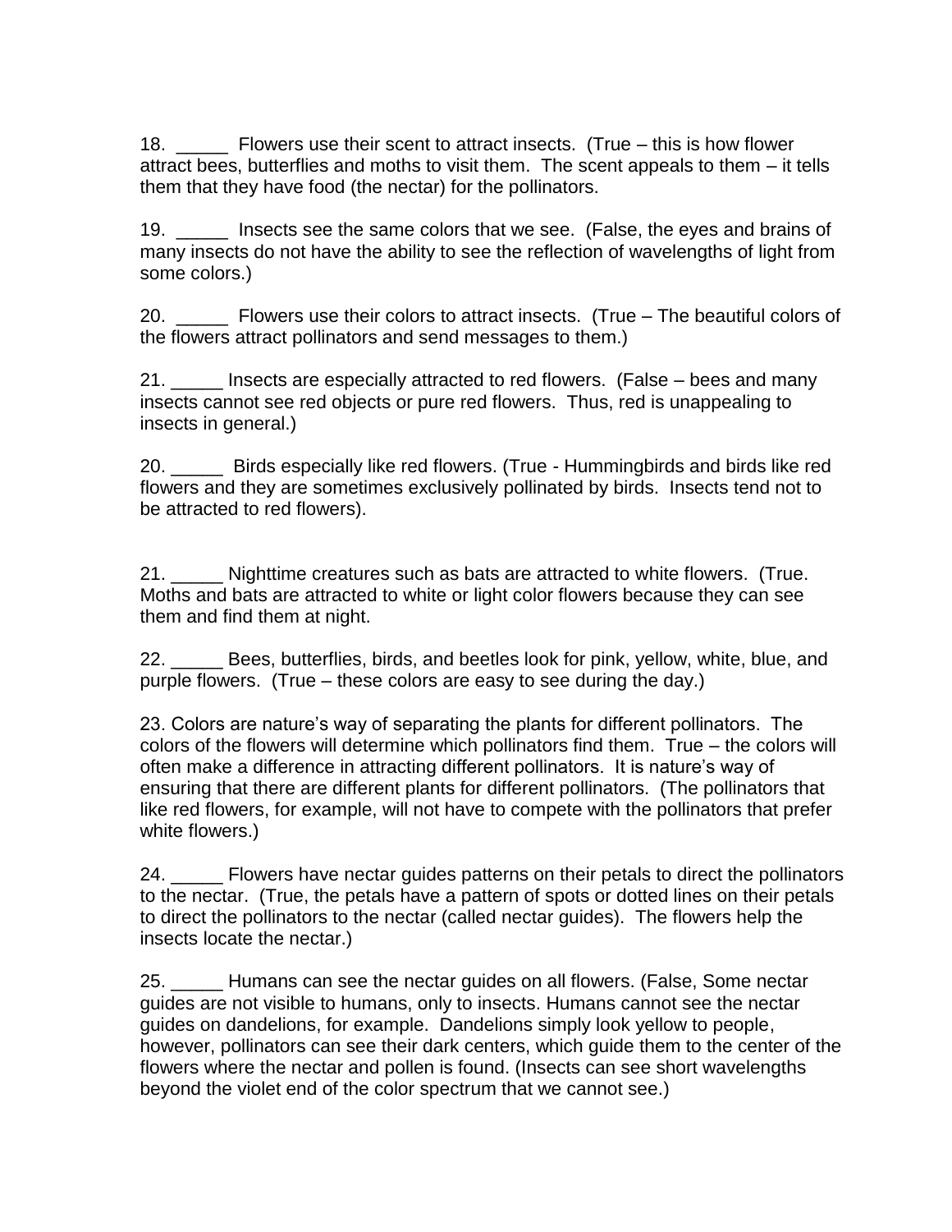18. _____ Flowers use their scent to attract insects. (True – this is how flower attract bees, butterflies and moths to visit them. The scent appeals to them – it tells them that they have food (the nectar) for the pollinators.

19. _____ Insects see the same colors that we see. (False, the eyes and brains of many insects do not have the ability to see the reflection of wavelengths of light from some colors.)

20. _____ Flowers use their colors to attract insects. (True – The beautiful colors of the flowers attract pollinators and send messages to them.)

21. _____ Insects are especially attracted to red flowers. (False – bees and many insects cannot see red objects or pure red flowers. Thus, red is unappealing to insects in general.)

20. _____ Birds especially like red flowers. (True - Hummingbirds and birds like red flowers and they are sometimes exclusively pollinated by birds. Insects tend not to be attracted to red flowers).

21. _____ Nighttime creatures such as bats are attracted to white flowers. (True. Moths and bats are attracted to white or light color flowers because they can see them and find them at night.

22. _____ Bees, butterflies, birds, and beetles look for pink, yellow, white, blue, and purple flowers. (True – these colors are easy to see during the day.)

23. Colors are nature's way of separating the plants for different pollinators. The colors of the flowers will determine which pollinators find them. True – the colors will often make a difference in attracting different pollinators. It is nature's way of ensuring that there are different plants for different pollinators. (The pollinators that like red flowers, for example, will not have to compete with the pollinators that prefer white flowers.)

24. _____ Flowers have nectar guides patterns on their petals to direct the pollinators to the nectar. (True, the petals have a pattern of spots or dotted lines on their petals to direct the pollinators to the nectar (called nectar guides). The flowers help the insects locate the nectar.)

25. _____ Humans can see the nectar guides on all flowers. (False, Some nectar guides are not visible to humans, only to insects. Humans cannot see the nectar guides on dandelions, for example. Dandelions simply look yellow to people, however, pollinators can see their dark centers, which guide them to the center of the flowers where the nectar and pollen is found. (Insects can see short wavelengths beyond the violet end of the color spectrum that we cannot see.)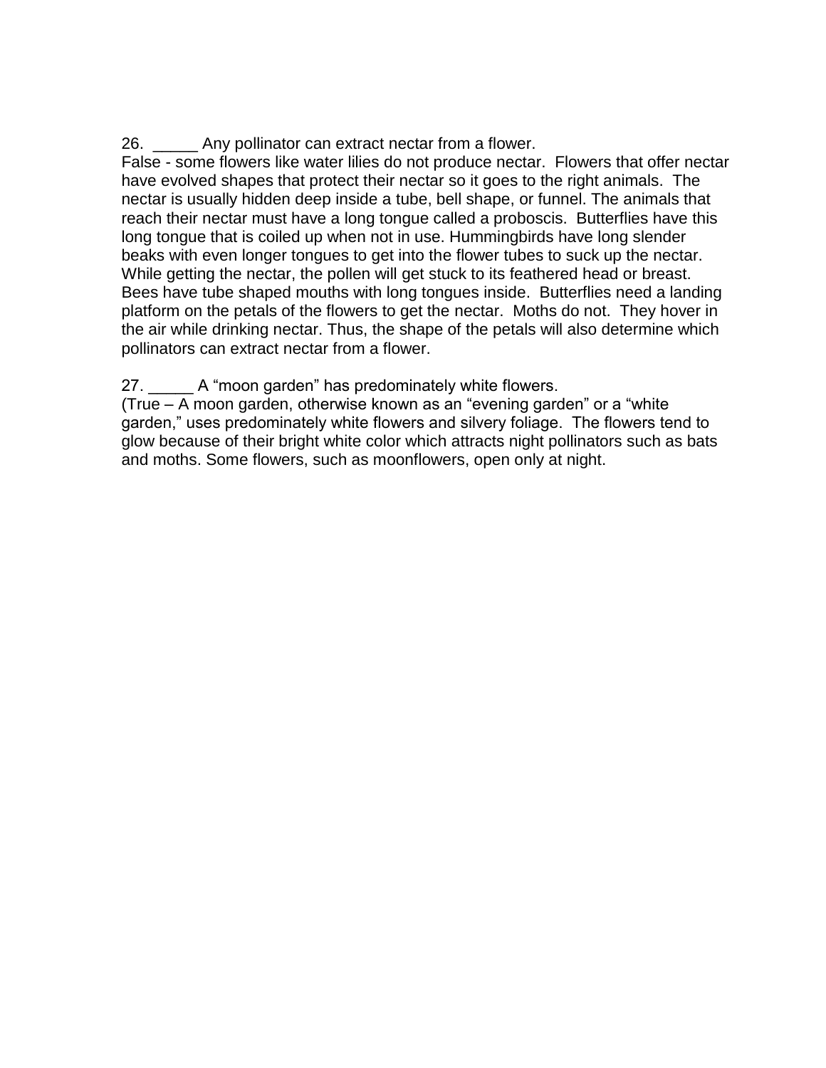26. _____ Any pollinator can extract nectar from a flower.

False - some flowers like water lilies do not produce nectar. Flowers that offer nectar have evolved shapes that protect their nectar so it goes to the right animals. The nectar is usually hidden deep inside a tube, bell shape, or funnel. The animals that reach their nectar must have a long tongue called a proboscis. Butterflies have this long tongue that is coiled up when not in use. Hummingbirds have long slender beaks with even longer tongues to get into the flower tubes to suck up the nectar. While getting the nectar, the pollen will get stuck to its feathered head or breast. Bees have tube shaped mouths with long tongues inside. Butterflies need a landing platform on the petals of the flowers to get the nectar. Moths do not. They hover in the air while drinking nectar. Thus, the shape of the petals will also determine which pollinators can extract nectar from a flower.

27. _____ A “moon garden” has predominately white flowers.

(True – A moon garden, otherwise known as an “evening garden” or a “white garden,” uses predominately white flowers and silvery foliage. The flowers tend to glow because of their bright white color which attracts night pollinators such as bats and moths. Some flowers, such as moonflowers, open only at night.